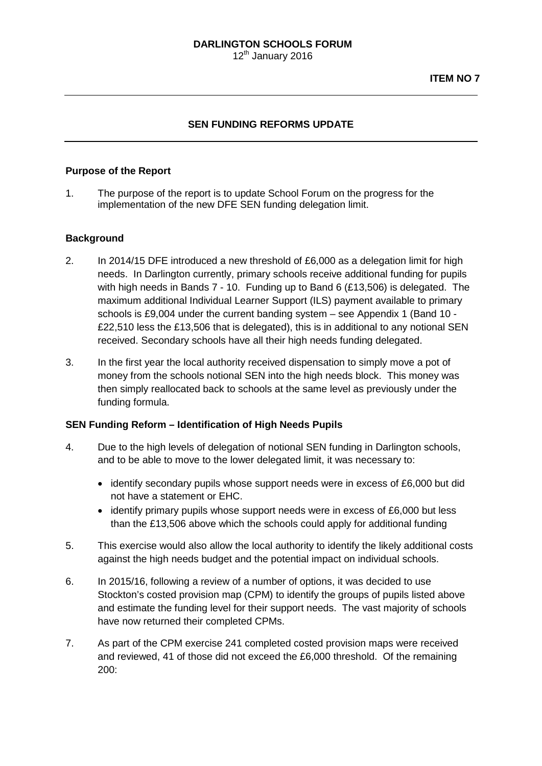**DARLINGTON SCHOOLS FORUM**
12th January 2016

**ITEM NO 7**

---

## SEN FUNDING REFORMS UPDATE

---

### Purpose of the Report

1. The purpose of the report is to update School Forum on the progress for the implementation of the new DFE SEN funding delegation limit.

### Background

2. In 2014/15 DFE introduced a new threshold of £6,000 as a delegation limit for high needs. In Darlington currently, primary schools receive additional funding for pupils with high needs in Bands 7 - 10. Funding up to Band 6 (£13,506) is delegated. The maximum additional Individual Learner Support (ILS) payment available to primary schools is £9,004 under the current banding system – see Appendix 1 (Band 10 - £22,510 less the £13,506 that is delegated), this is in additional to any notional SEN received. Secondary schools have all their high needs funding delegated.

3. In the first year the local authority received dispensation to simply move a pot of money from the schools notional SEN into the high needs block. This money was then simply reallocated back to schools at the same level as previously under the funding formula.

### SEN Funding Reform – Identification of High Needs Pupils

4. Due to the high levels of delegation of notional SEN funding in Darlington schools, and to be able to move to the lower delegated limit, it was necessary to:

   - identify secondary pupils whose support needs were in excess of £6,000 but did not have a statement or EHC.
   - identify primary pupils whose support needs were in excess of £6,000 but less than the £13,506 above which the schools could apply for additional funding

5. This exercise would also allow the local authority to identify the likely additional costs against the high needs budget and the potential impact on individual schools.

6. In 2015/16, following a review of a number of options, it was decided to use Stockton's costed provision map (CPM) to identify the groups of pupils listed above and estimate the funding level for their support needs. The vast majority of schools have now returned their completed CPMs.

7. As part of the CPM exercise 241 completed costed provision maps were received and reviewed, 41 of those did not exceed the £6,000 threshold. Of the remaining 200: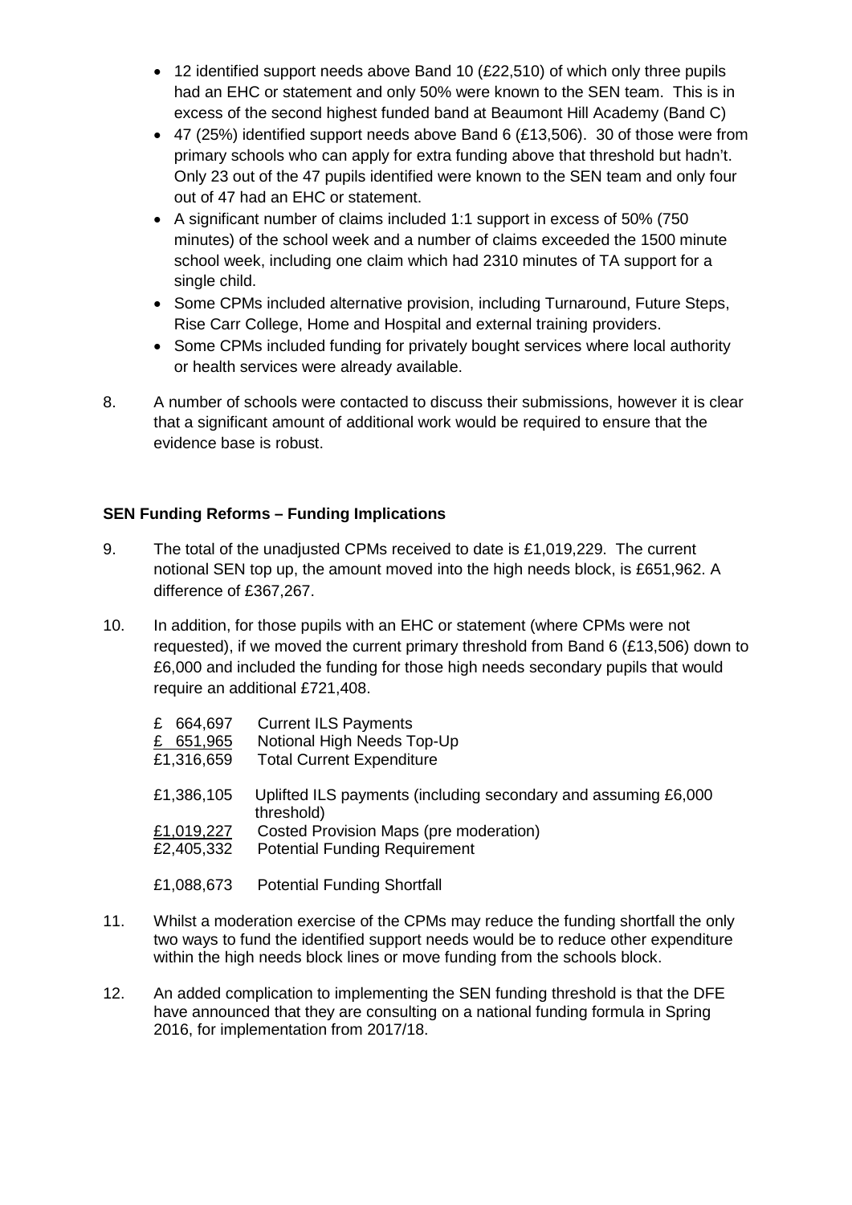- 12 identified support needs above Band 10 (£22,510) of which only three pupils had an EHC or statement and only 50% were known to the SEN team. This is in excess of the second highest funded band at Beaumont Hill Academy (Band C)
- 47 (25%) identified support needs above Band 6 (£13,506). 30 of those were from primary schools who can apply for extra funding above that threshold but hadn't. Only 23 out of the 47 pupils identified were known to the SEN team and only four out of 47 had an EHC or statement.
- A significant number of claims included 1:1 support in excess of 50% (750 minutes) of the school week and a number of claims exceeded the 1500 minute school week, including one claim which had 2310 minutes of TA support for a single child.
- Some CPMs included alternative provision, including Turnaround, Future Steps, Rise Carr College, Home and Hospital and external training providers.
- Some CPMs included funding for privately bought services where local authority or health services were already available.

8. A number of schools were contacted to discuss their submissions, however it is clear that a significant amount of additional work would be required to ensure that the evidence base is robust.

**SEN Funding Reforms – Funding Implications**

9. The total of the unadjusted CPMs received to date is £1,019,229. The current notional SEN top up, the amount moved into the high needs block, is £651,962. A difference of £367,267.

10. In addition, for those pupils with an EHC or statement (where CPMs were not requested), if we moved the current primary threshold from Band 6 (£13,506) down to £6,000 and included the funding for those high needs secondary pupils that would require an additional £721,408.

| | |
|---|---|
| £ 664,697 | Current ILS Payments |
| £ 651,965 | Notional High Needs Top-Up |
| £1,316,659 | Total Current Expenditure |
| | |
| £1,386,105 | Uplifted ILS payments (including secondary and assuming £6,000 threshold) |
| £1,019,227 | Costed Provision Maps (pre moderation) |
| £2,405,332 | Potential Funding Requirement |
| | |
| £1,088,673 | Potential Funding Shortfall |

11. Whilst a moderation exercise of the CPMs may reduce the funding shortfall the only two ways to fund the identified support needs would be to reduce other expenditure within the high needs block lines or move funding from the schools block.

12. An added complication to implementing the SEN funding threshold is that the DFE have announced that they are consulting on a national funding formula in Spring 2016, for implementation from 2017/18.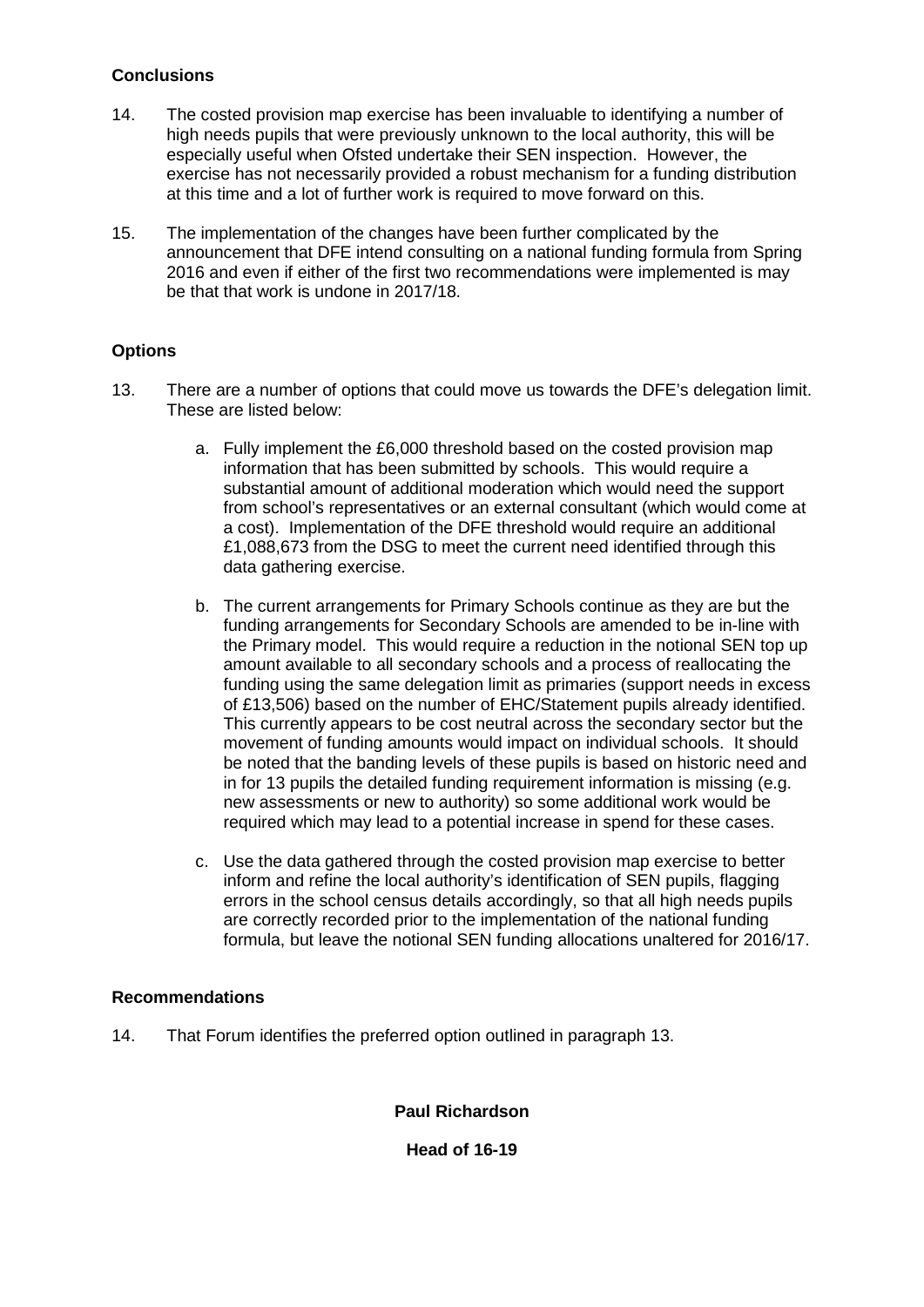## Conclusions

14. The costed provision map exercise has been invaluable to identifying a number of high needs pupils that were previously unknown to the local authority, this will be especially useful when Ofsted undertake their SEN inspection. However, the exercise has not necessarily provided a robust mechanism for a funding distribution at this time and a lot of further work is required to move forward on this.

15. The implementation of the changes have been further complicated by the announcement that DFE intend consulting on a national funding formula from Spring 2016 and even if either of the first two recommendations were implemented is may be that that work is undone in 2017/18.

## Options

13. There are a number of options that could move us towards the DFE's delegation limit. These are listed below:

    a. Fully implement the £6,000 threshold based on the costed provision map information that has been submitted by schools. This would require a substantial amount of additional moderation which would need the support from school's representatives or an external consultant (which would come at a cost). Implementation of the DFE threshold would require an additional £1,088,673 from the DSG to meet the current need identified through this data gathering exercise.

    b. The current arrangements for Primary Schools continue as they are but the funding arrangements for Secondary Schools are amended to be in-line with the Primary model. This would require a reduction in the notional SEN top up amount available to all secondary schools and a process of reallocating the funding using the same delegation limit as primaries (support needs in excess of £13,506) based on the number of EHC/Statement pupils already identified. This currently appears to be cost neutral across the secondary sector but the movement of funding amounts would impact on individual schools. It should be noted that the banding levels of these pupils is based on historic need and in for 13 pupils the detailed funding requirement information is missing (e.g. new assessments or new to authority) so some additional work would be required which may lead to a potential increase in spend for these cases.

    c. Use the data gathered through the costed provision map exercise to better inform and refine the local authority's identification of SEN pupils, flagging errors in the school census details accordingly, so that all high needs pupils are correctly recorded prior to the implementation of the national funding formula, but leave the notional SEN funding allocations unaltered for 2016/17.

## Recommendations

14. That Forum identifies the preferred option outlined in paragraph 13.

**Paul Richardson**

**Head of 16-19**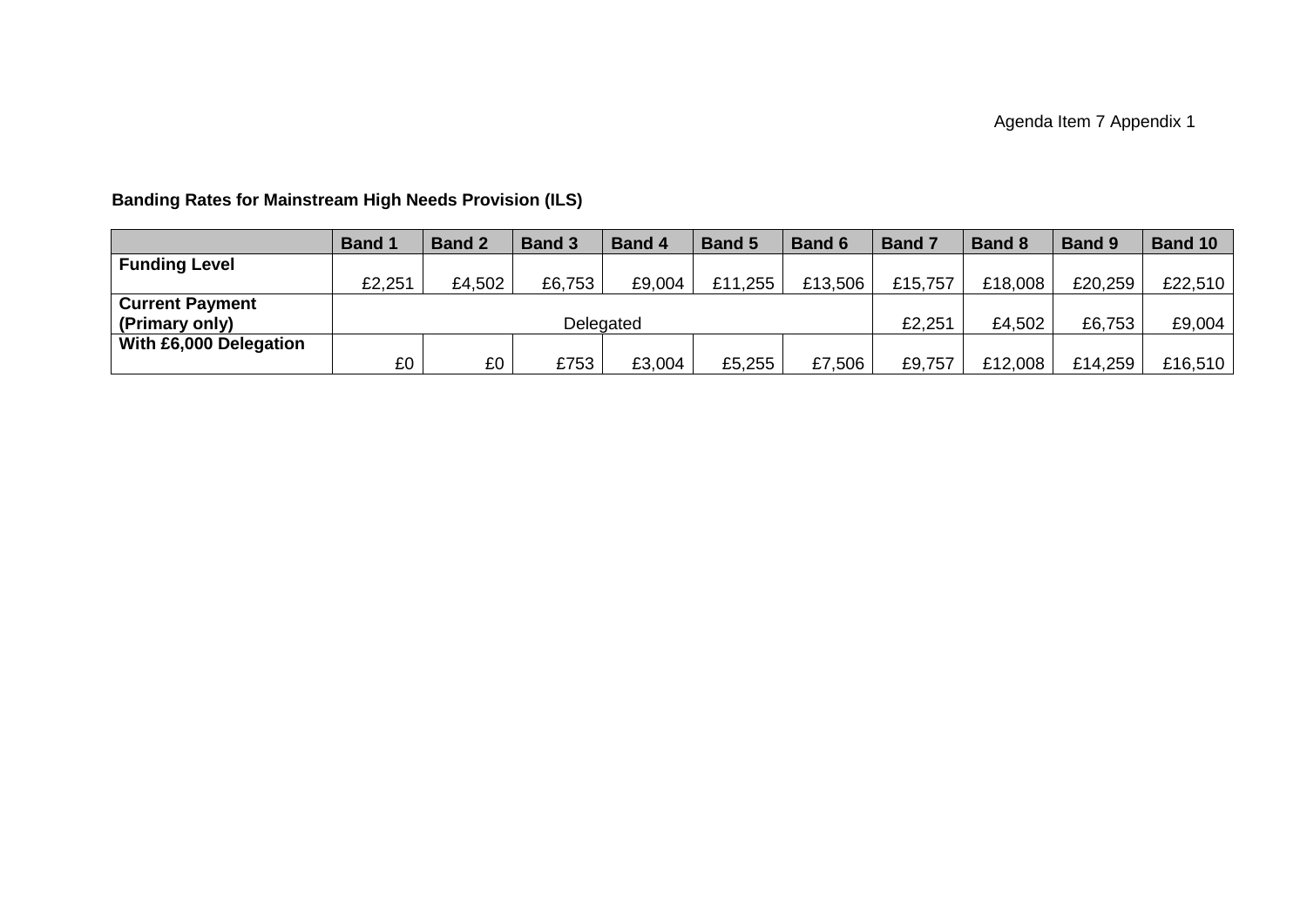Agenda Item 7 Appendix 1

**Banding Rates for Mainstream High Needs Provision (ILS)**

| | Band 1 | Band 2 | Band 3 | Band 4 | Band 5 | Band 6 | Band 7 | Band 8 | Band 9 | Band 10 |
|---|---|---|---|---|---|---|---|---|---|---|
| **Funding Level** | £2,251 | £4,502 | £6,753 | £9,004 | £11,255 | £13,506 | £15,757 | £18,008 | £20,259 | £22,510 |
| **Current Payment (Primary only)** | Delegated | | | | | | £2,251 | £4,502 | £6,753 | £9,004 |
| **With £6,000 Delegation** | £0 | £0 | £753 | £3,004 | £5,255 | £7,506 | £9,757 | £12,008 | £14,259 | £16,510 |